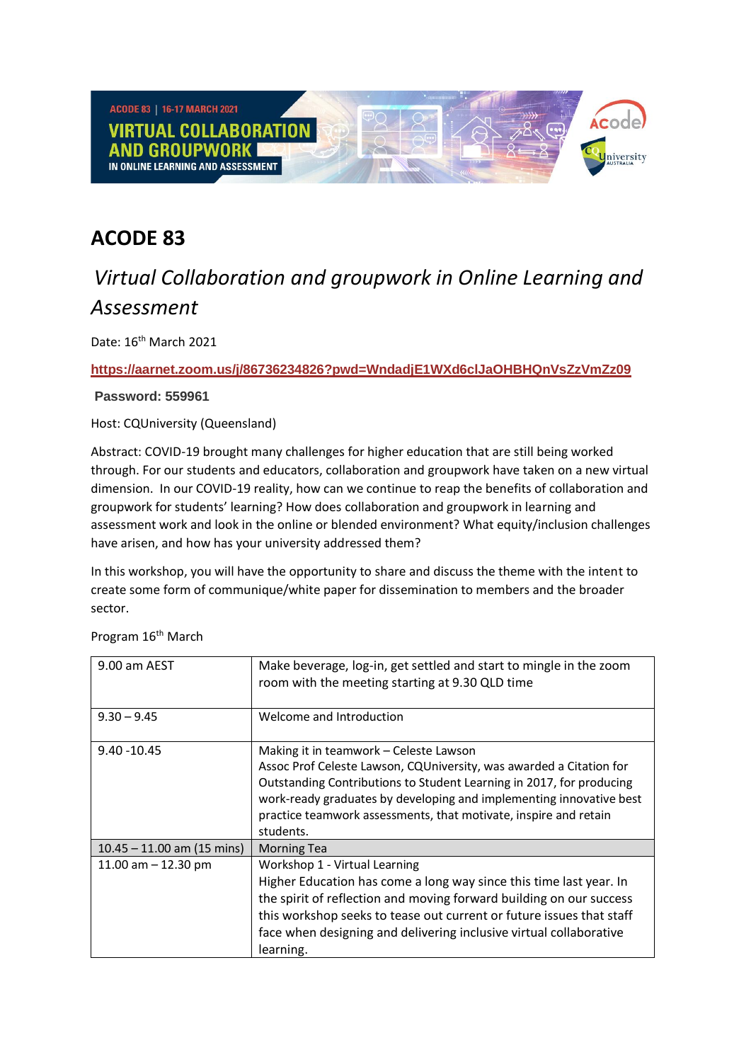# ACODE 83

## *Virtual Collaboration and groupwork in Online Learning and Assessment*

Date: 16th March 2021

**https://aarnet.zoom.us/j/86736234826?pwd=WndadjE1WXd6clJaOHBHQnVsZzVmZz09**

**Password: 559961**

Host: CQUniversity (Queensland)

Abstract: COVID-19 brought many challenges for higher education that are still being worked through. For our students and educators, collaboration and groupwork have taken on a new virtual dimension. In our COVID-19 reality, how can we continue to reap the benefits of collaboration and groupwork for students' learning? How does collaboration and groupwork in learning and assessment work and look in the online or blended environment? What equity/inclusion challenges have arisen, and how has your university addressed them?

In this workshop, you will have the opportunity to share and discuss the theme with the intent to create some form of communique/white paper for dissemination to members and the broader sector.

Program 16th March

| | |
|---|---|
| 9.00 am AEST | Make beverage, log-in, get settled and start to mingle in the zoom room with the meeting starting at 9.30 QLD time |
| 9.30 – 9.45 | Welcome and Introduction |
| 9.40 -10.45 | Making it in teamwork – Celeste Lawson<br>Assoc Prof Celeste Lawson, CQUniversity, was awarded a Citation for Outstanding Contributions to Student Learning in 2017, for producing work-ready graduates by developing and implementing innovative best practice teamwork assessments, that motivate, inspire and retain students. |
| 10.45 – 11.00 am (15 mins) | Morning Tea |
| 11.00 am – 12.30 pm | Workshop 1 - Virtual Learning<br>Higher Education has come a long way since this time last year. In the spirit of reflection and moving forward building on our success this workshop seeks to tease out current or future issues that staff face when designing and delivering inclusive virtual collaborative learning. |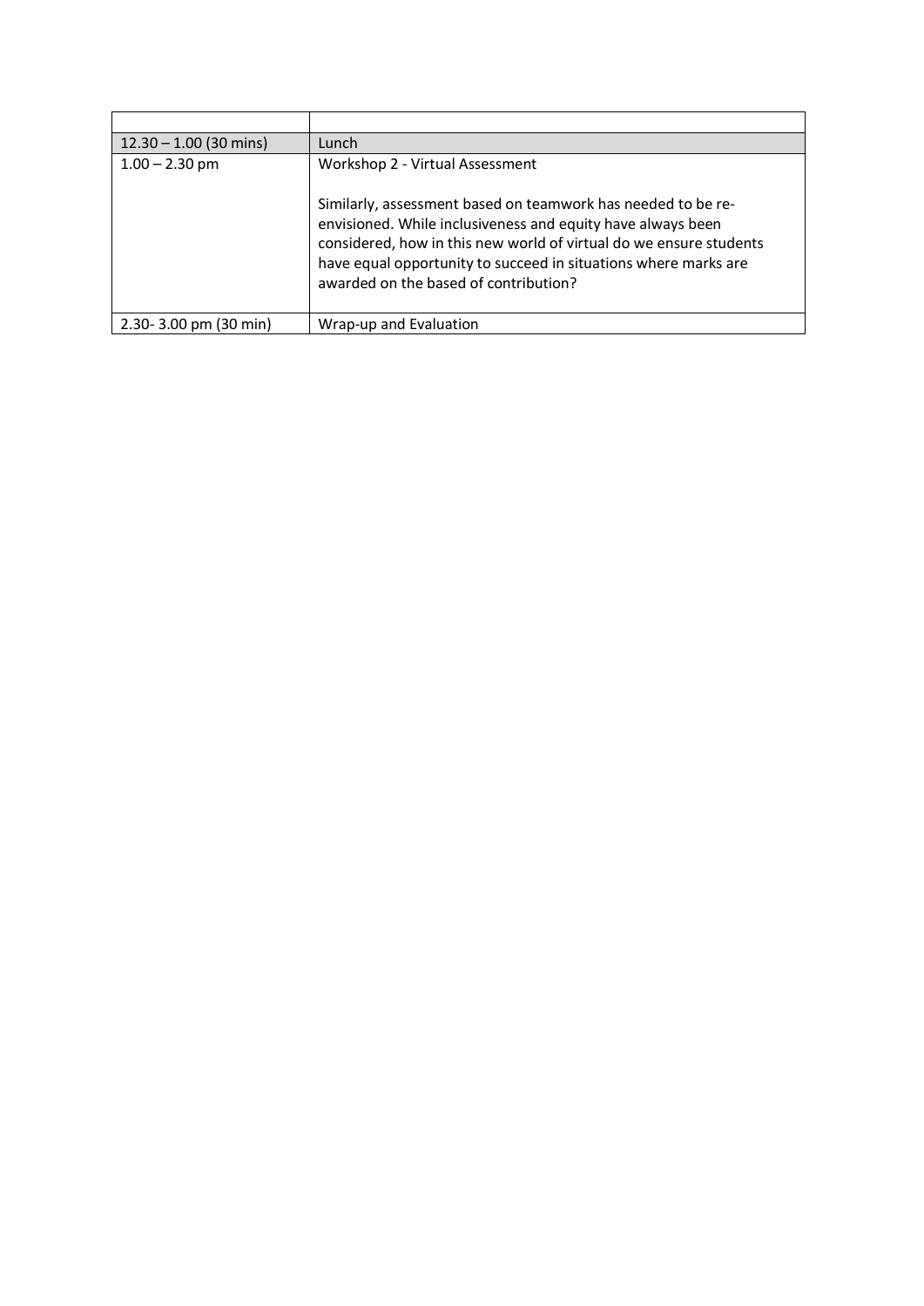| | |
|---|---|
| 12.30 – 1.00 (30 mins) | Lunch |
| 1.00 – 2.30 pm | Workshop 2 - Virtual Assessment<br><br>Similarly, assessment based on teamwork has needed to be re-envisioned. While inclusiveness and equity have always been considered, how in this new world of virtual do we ensure students have equal opportunity to succeed in situations where marks are awarded on the based of contribution? |
| 2.30- 3.00 pm (30 min) | Wrap-up and Evaluation |